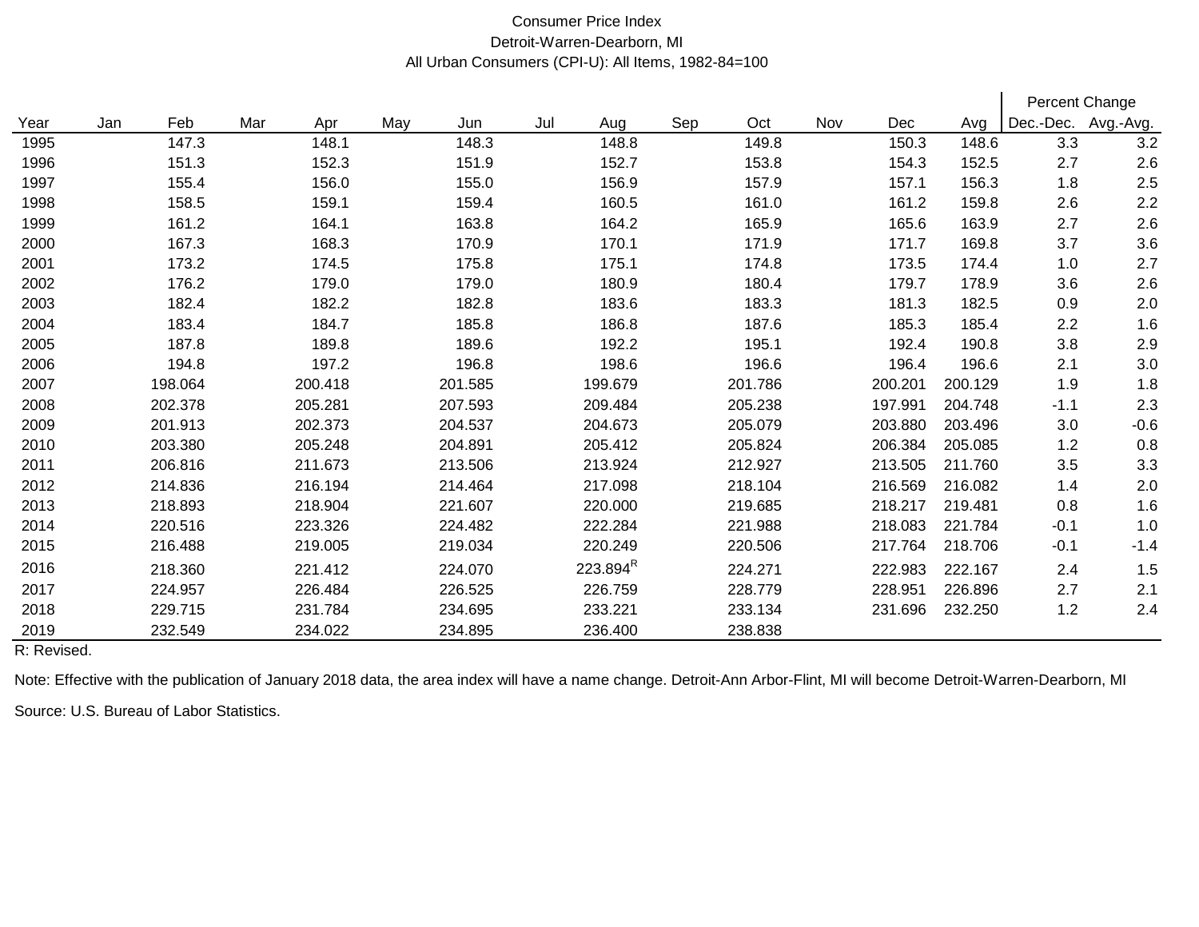Consumer Price Index
Detroit-Warren-Dearborn, MI
All Urban Consumers (CPI-U): All Items, 1982-84=100

| Year | Jan | Feb | Mar | Apr | May | Jun | Jul | Aug | Sep | Oct | Nov | Dec | Avg | Percent Change | |
|---|---|---|---|---|---|---|---|---|---|---|---|---|---|---|---|
| | | | | | | | | | | | | | | Dec.-Dec. | Avg.-Avg. |
| 1995 | | 147.3 | | 148.1 | | 148.3 | | 148.8 | | 149.8 | | 150.3 | 148.6 | 3.3 | 3.2 |
| 1996 | | 151.3 | | 152.3 | | 151.9 | | 152.7 | | 153.8 | | 154.3 | 152.5 | 2.7 | 2.6 |
| 1997 | | 155.4 | | 156.0 | | 155.0 | | 156.9 | | 157.9 | | 157.1 | 156.3 | 1.8 | 2.5 |
| 1998 | | 158.5 | | 159.1 | | 159.4 | | 160.5 | | 161.0 | | 161.2 | 159.8 | 2.6 | 2.2 |
| 1999 | | 161.2 | | 164.1 | | 163.8 | | 164.2 | | 165.9 | | 165.6 | 163.9 | 2.7 | 2.6 |
| 2000 | | 167.3 | | 168.3 | | 170.9 | | 170.1 | | 171.9 | | 171.7 | 169.8 | 3.7 | 3.6 |
| 2001 | | 173.2 | | 174.5 | | 175.8 | | 175.1 | | 174.8 | | 173.5 | 174.4 | 1.0 | 2.7 |
| 2002 | | 176.2 | | 179.0 | | 179.0 | | 180.9 | | 180.4 | | 179.7 | 178.9 | 3.6 | 2.6 |
| 2003 | | 182.4 | | 182.2 | | 182.8 | | 183.6 | | 183.3 | | 181.3 | 182.5 | 0.9 | 2.0 |
| 2004 | | 183.4 | | 184.7 | | 185.8 | | 186.8 | | 187.6 | | 185.3 | 185.4 | 2.2 | 1.6 |
| 2005 | | 187.8 | | 189.8 | | 189.6 | | 192.2 | | 195.1 | | 192.4 | 190.8 | 3.8 | 2.9 |
| 2006 | | 194.8 | | 197.2 | | 196.8 | | 198.6 | | 196.6 | | 196.4 | 196.6 | 2.1 | 3.0 |
| 2007 | | 198.064 | | 200.418 | | 201.585 | | 199.679 | | 201.786 | | 200.201 | 200.129 | 1.9 | 1.8 |
| 2008 | | 202.378 | | 205.281 | | 207.593 | | 209.484 | | 205.238 | | 197.991 | 204.748 | -1.1 | 2.3 |
| 2009 | | 201.913 | | 202.373 | | 204.537 | | 204.673 | | 205.079 | | 203.880 | 203.496 | 3.0 | -0.6 |
| 2010 | | 203.380 | | 205.248 | | 204.891 | | 205.412 | | 205.824 | | 206.384 | 205.085 | 1.2 | 0.8 |
| 2011 | | 206.816 | | 211.673 | | 213.506 | | 213.924 | | 212.927 | | 213.505 | 211.760 | 3.5 | 3.3 |
| 2012 | | 214.836 | | 216.194 | | 214.464 | | 217.098 | | 218.104 | | 216.569 | 216.082 | 1.4 | 2.0 |
| 2013 | | 218.893 | | 218.904 | | 221.607 | | 220.000 | | 219.685 | | 218.217 | 219.481 | 0.8 | 1.6 |
| 2014 | | 220.516 | | 223.326 | | 224.482 | | 222.284 | | 221.988 | | 218.083 | 221.784 | -0.1 | 1.0 |
| 2015 | | 216.488 | | 219.005 | | 219.034 | | 220.249 | | 220.506 | | 217.764 | 218.706 | -0.1 | -1.4 |
| 2016 | | 218.360 | | 221.412 | | 224.070 | | 223.894[R] | | 224.271 | | 222.983 | 222.167 | 2.4 | 1.5 |
| 2017 | | 224.957 | | 226.484 | | 226.525 | | 226.759 | | 228.779 | | 228.951 | 226.896 | 2.7 | 2.1 |
| 2018 | | 229.715 | | 231.784 | | 234.695 | | 233.221 | | 233.134 | | 231.696 | 232.250 | 1.2 | 2.4 |
| 2019 | | 232.549 | | 234.022 | | 234.895 | | 236.400 | | 238.838 | | | | | |

R: Revised.

Note: Effective with the publication of January 2018 data, the area index will have a name change. Detroit-Ann Arbor-Flint, MI will become Detroit-Warren-Dearborn, MI

Source: U.S. Bureau of Labor Statistics.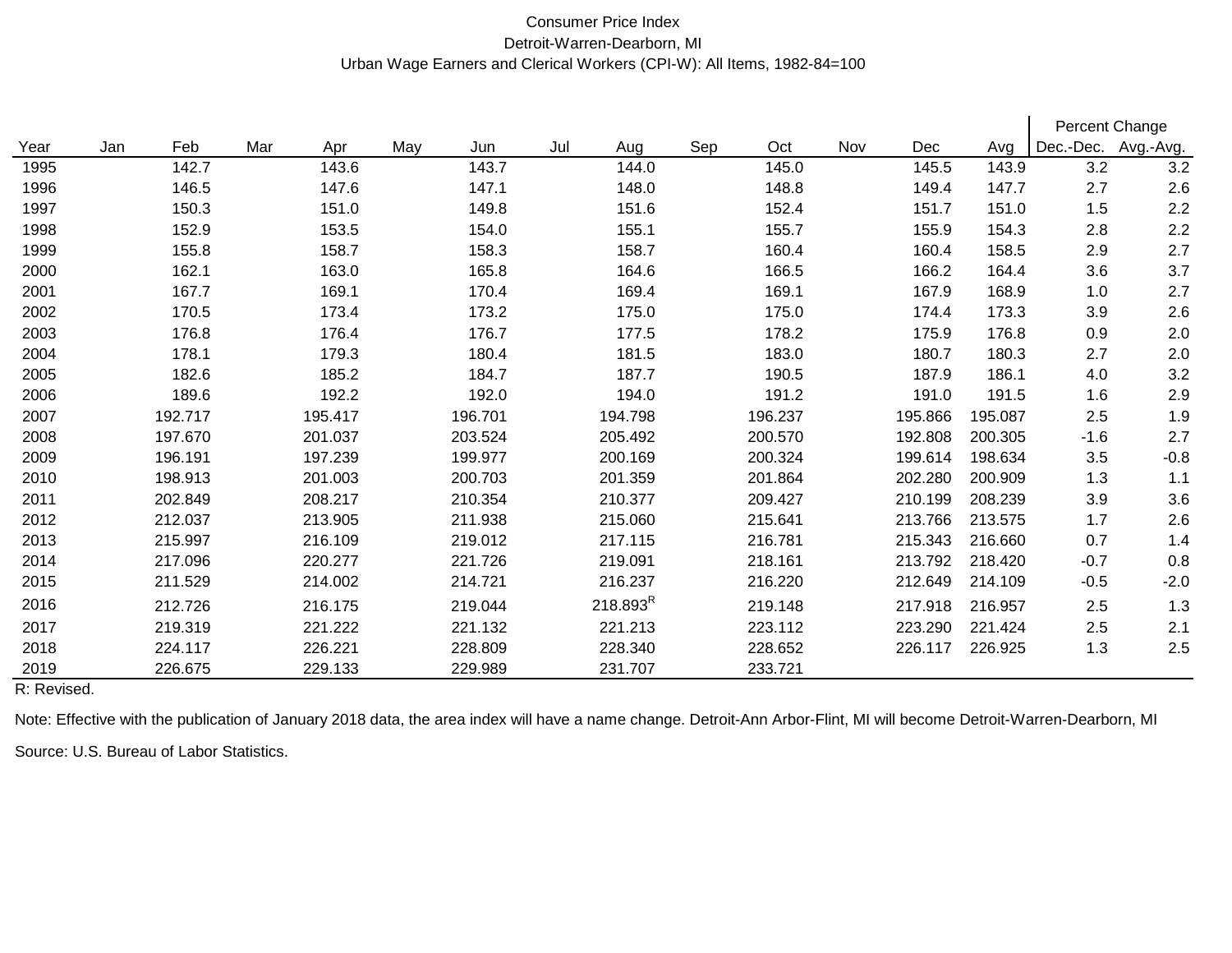Consumer Price Index
Detroit-Warren-Dearborn, MI
Urban Wage Earners and Clerical Workers (CPI-W): All Items, 1982-84=100

| | | | | | | | | | | | | | | Percent Change | |
|---|---|---|---|---|---|---|---|---|---|---|---|---|---|---|---|
| Year | Jan | Feb | Mar | Apr | May | Jun | Jul | Aug | Sep | Oct | Nov | Dec | Avg | Dec.-Dec. | Avg.-Avg. |
| 1995 | | 142.7 | | 143.6 | | 143.7 | | 144.0 | | 145.0 | | 145.5 | 143.9 | 3.2 | 3.2 |
| 1996 | | 146.5 | | 147.6 | | 147.1 | | 148.0 | | 148.8 | | 149.4 | 147.7 | 2.7 | 2.6 |
| 1997 | | 150.3 | | 151.0 | | 149.8 | | 151.6 | | 152.4 | | 151.7 | 151.0 | 1.5 | 2.2 |
| 1998 | | 152.9 | | 153.5 | | 154.0 | | 155.1 | | 155.7 | | 155.9 | 154.3 | 2.8 | 2.2 |
| 1999 | | 155.8 | | 158.7 | | 158.3 | | 158.7 | | 160.4 | | 160.4 | 158.5 | 2.9 | 2.7 |
| 2000 | | 162.1 | | 163.0 | | 165.8 | | 164.6 | | 166.5 | | 166.2 | 164.4 | 3.6 | 3.7 |
| 2001 | | 167.7 | | 169.1 | | 170.4 | | 169.4 | | 169.1 | | 167.9 | 168.9 | 1.0 | 2.7 |
| 2002 | | 170.5 | | 173.4 | | 173.2 | | 175.0 | | 175.0 | | 174.4 | 173.3 | 3.9 | 2.6 |
| 2003 | | 176.8 | | 176.4 | | 176.7 | | 177.5 | | 178.2 | | 175.9 | 176.8 | 0.9 | 2.0 |
| 2004 | | 178.1 | | 179.3 | | 180.4 | | 181.5 | | 183.0 | | 180.7 | 180.3 | 2.7 | 2.0 |
| 2005 | | 182.6 | | 185.2 | | 184.7 | | 187.7 | | 190.5 | | 187.9 | 186.1 | 4.0 | 3.2 |
| 2006 | | 189.6 | | 192.2 | | 192.0 | | 194.0 | | 191.2 | | 191.0 | 191.5 | 1.6 | 2.9 |
| 2007 | | 192.717 | | 195.417 | | 196.701 | | 194.798 | | 196.237 | | 195.866 | 195.087 | 2.5 | 1.9 |
| 2008 | | 197.670 | | 201.037 | | 203.524 | | 205.492 | | 200.570 | | 192.808 | 200.305 | -1.6 | 2.7 |
| 2009 | | 196.191 | | 197.239 | | 199.977 | | 200.169 | | 200.324 | | 199.614 | 198.634 | 3.5 | -0.8 |
| 2010 | | 198.913 | | 201.003 | | 200.703 | | 201.359 | | 201.864 | | 202.280 | 200.909 | 1.3 | 1.1 |
| 2011 | | 202.849 | | 208.217 | | 210.354 | | 210.377 | | 209.427 | | 210.199 | 208.239 | 3.9 | 3.6 |
| 2012 | | 212.037 | | 213.905 | | 211.938 | | 215.060 | | 215.641 | | 213.766 | 213.575 | 1.7 | 2.6 |
| 2013 | | 215.997 | | 216.109 | | 219.012 | | 217.115 | | 216.781 | | 215.343 | 216.660 | 0.7 | 1.4 |
| 2014 | | 217.096 | | 220.277 | | 221.726 | | 219.091 | | 218.161 | | 213.792 | 218.420 | -0.7 | 0.8 |
| 2015 | | 211.529 | | 214.002 | | 214.721 | | 216.237 | | 216.220 | | 212.649 | 214.109 | -0.5 | -2.0 |
| 2016 | | 212.726 | | 216.175 | | 219.044 | | 218.893[R] | | 219.148 | | 217.918 | 216.957 | 2.5 | 1.3 |
| 2017 | | 219.319 | | 221.222 | | 221.132 | | 221.213 | | 223.112 | | 223.290 | 221.424 | 2.5 | 2.1 |
| 2018 | | 224.117 | | 226.221 | | 228.809 | | 228.340 | | 228.652 | | 226.117 | 226.925 | 1.3 | 2.5 |
| 2019 | | 226.675 | | 229.133 | | 229.989 | | 231.707 | | 233.721 | | | | | |

R: Revised.

Note: Effective with the publication of January 2018 data, the area index will have a name change. Detroit-Ann Arbor-Flint, MI will become Detroit-Warren-Dearborn, MI

Source: U.S. Bureau of Labor Statistics.